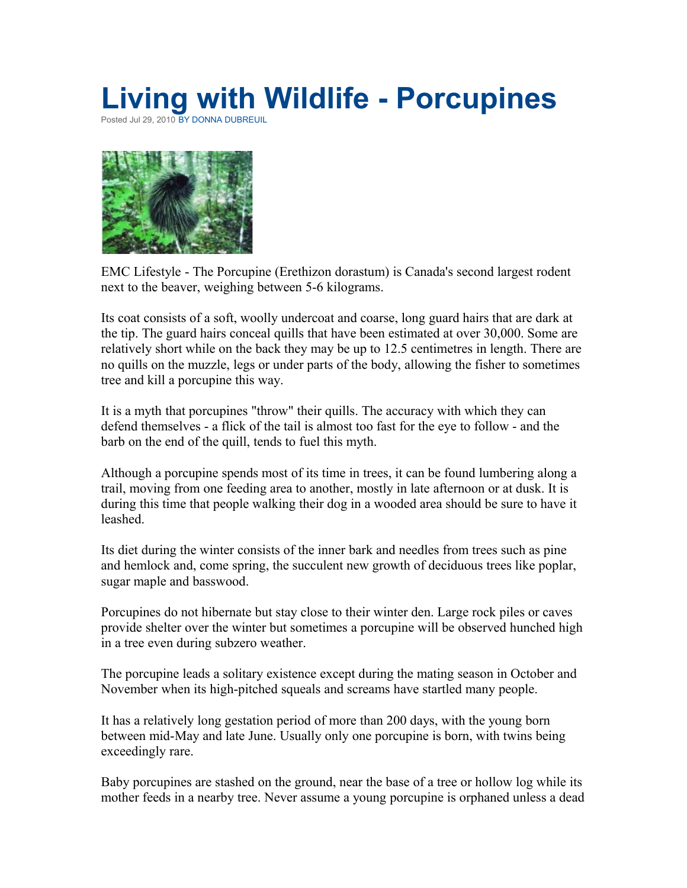# Living with Wildlife - Porcupines

Posted Jul 29, 2010 BY DONNA DUBREUIL

EMC Lifestyle - The Porcupine (Erethizon dorastum) is Canada's second largest rodent next to the beaver, weighing between 5-6 kilograms.

Its coat consists of a soft, woolly undercoat and coarse, long guard hairs that are dark at the tip. The guard hairs conceal quills that have been estimated at over 30,000. Some are relatively short while on the back they may be up to 12.5 centimetres in length. There are no quills on the muzzle, legs or under parts of the body, allowing the fisher to sometimes tree and kill a porcupine this way.

It is a myth that porcupines "throw" their quills. The accuracy with which they can defend themselves - a flick of the tail is almost too fast for the eye to follow - and the barb on the end of the quill, tends to fuel this myth.

Although a porcupine spends most of its time in trees, it can be found lumbering along a trail, moving from one feeding area to another, mostly in late afternoon or at dusk. It is during this time that people walking their dog in a wooded area should be sure to have it leashed.

Its diet during the winter consists of the inner bark and needles from trees such as pine and hemlock and, come spring, the succulent new growth of deciduous trees like poplar, sugar maple and basswood.

Porcupines do not hibernate but stay close to their winter den. Large rock piles or caves provide shelter over the winter but sometimes a porcupine will be observed hunched high in a tree even during subzero weather.

The porcupine leads a solitary existence except during the mating season in October and November when its high-pitched squeals and screams have startled many people.

It has a relatively long gestation period of more than 200 days, with the young born between mid-May and late June. Usually only one porcupine is born, with twins being exceedingly rare.

Baby porcupines are stashed on the ground, near the base of a tree or hollow log while its mother feeds in a nearby tree. Never assume a young porcupine is orphaned unless a dead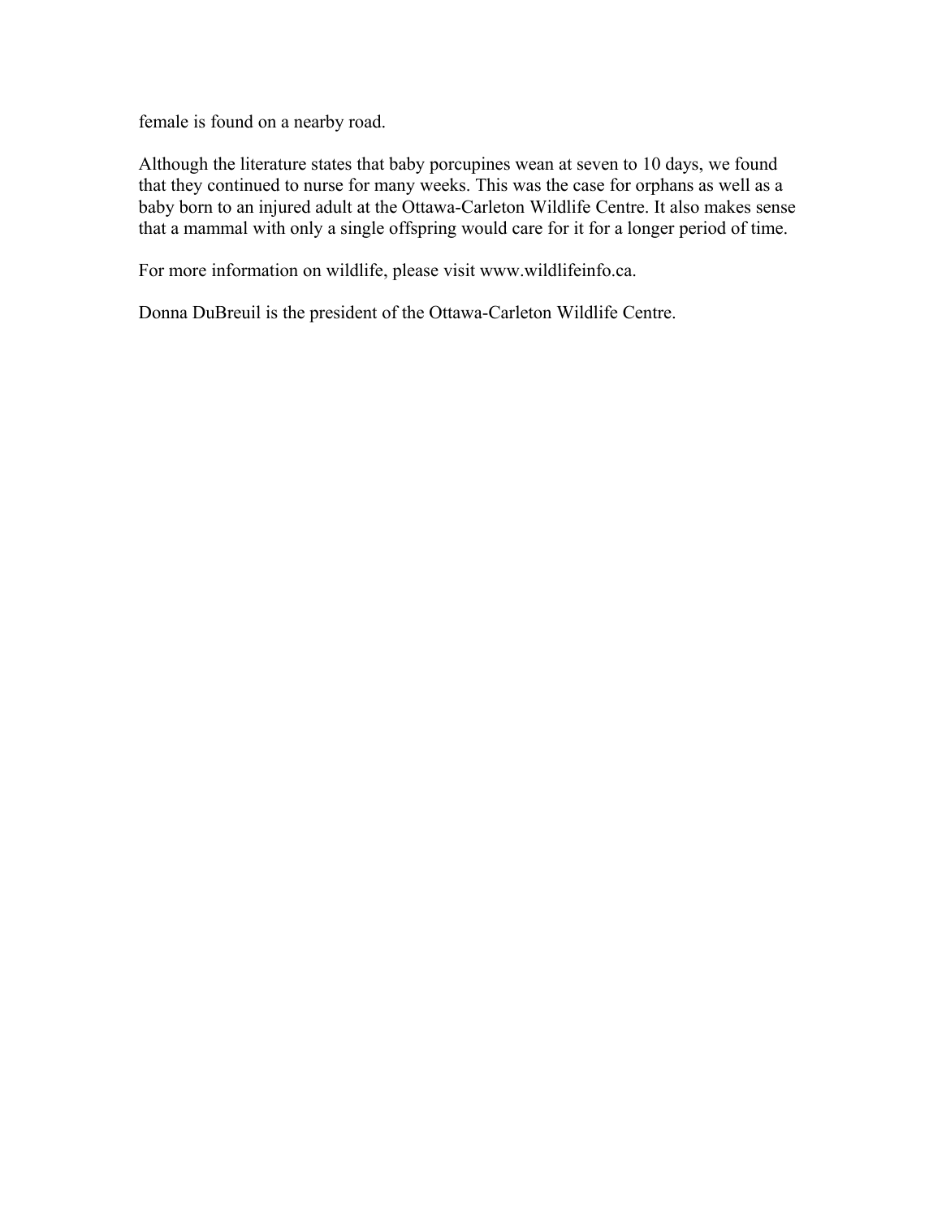female is found on a nearby road.

Although the literature states that baby porcupines wean at seven to 10 days, we found that they continued to nurse for many weeks. This was the case for orphans as well as a baby born to an injured adult at the Ottawa-Carleton Wildlife Centre. It also makes sense that a mammal with only a single offspring would care for it for a longer period of time.

For more information on wildlife, please visit www.wildlifeinfo.ca.

Donna DuBreuil is the president of the Ottawa-Carleton Wildlife Centre.